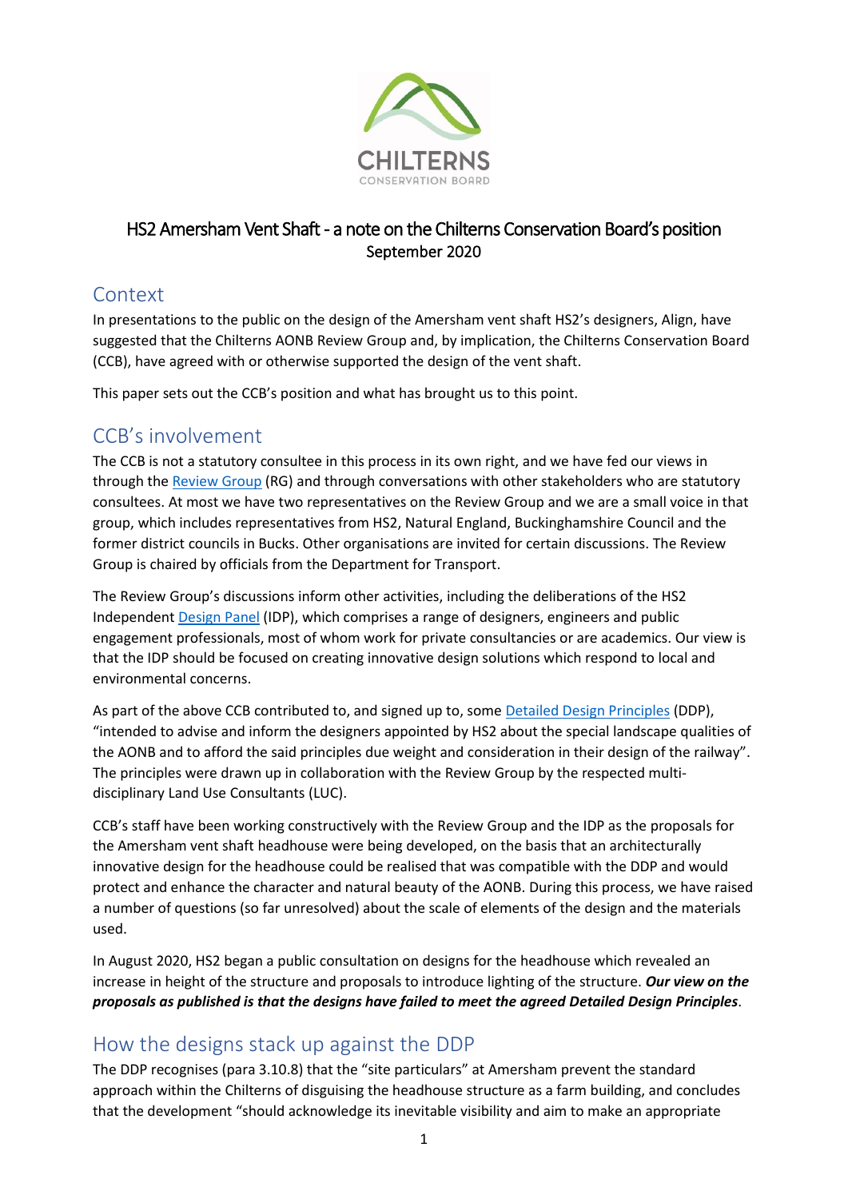CHILTERNS
CONSERVATION BOARD

# HS2 Amersham Vent Shaft - a note on the Chilterns Conservation Board's position

September 2020

## Context

In presentations to the public on the design of the Amersham vent shaft HS2's designers, Align, have suggested that the Chilterns AONB Review Group and, by implication, the Chilterns Conservation Board (CCB), have agreed with or otherwise supported the design of the vent shaft.

This paper sets out the CCB's position and what has brought us to this point.

## CCB's involvement

The CCB is not a statutory consultee in this process in its own right, and we have fed our views in through the Review Group (RG) and through conversations with other stakeholders who are statutory consultees. At most we have two representatives on the Review Group and we are a small voice in that group, which includes representatives from HS2, Natural England, Buckinghamshire Council and the former district councils in Bucks. Other organisations are invited for certain discussions. The Review Group is chaired by officials from the Department for Transport.

The Review Group's discussions inform other activities, including the deliberations of the HS2 Independent Design Panel (IDP), which comprises a range of designers, engineers and public engagement professionals, most of whom work for private consultancies or are academics. Our view is that the IDP should be focused on creating innovative design solutions which respond to local and environmental concerns.

As part of the above CCB contributed to, and signed up to, some Detailed Design Principles (DDP), "intended to advise and inform the designers appointed by HS2 about the special landscape qualities of the AONB and to afford the said principles due weight and consideration in their design of the railway". The principles were drawn up in collaboration with the Review Group by the respected multi-disciplinary Land Use Consultants (LUC).

CCB's staff have been working constructively with the Review Group and the IDP as the proposals for the Amersham vent shaft headhouse were being developed, on the basis that an architecturally innovative design for the headhouse could be realised that was compatible with the DDP and would protect and enhance the character and natural beauty of the AONB. During this process, we have raised a number of questions (so far unresolved) about the scale of elements of the design and the materials used.

In August 2020, HS2 began a public consultation on designs for the headhouse which revealed an increase in height of the structure and proposals to introduce lighting of the structure. ***Our view on the proposals as published is that the designs have failed to meet the agreed Detailed Design Principles***.

## How the designs stack up against the DDP

The DDP recognises (para 3.10.8) that the "site particulars" at Amersham prevent the standard approach within the Chilterns of disguising the headhouse structure as a farm building, and concludes that the development "should acknowledge its inevitable visibility and aim to make an appropriate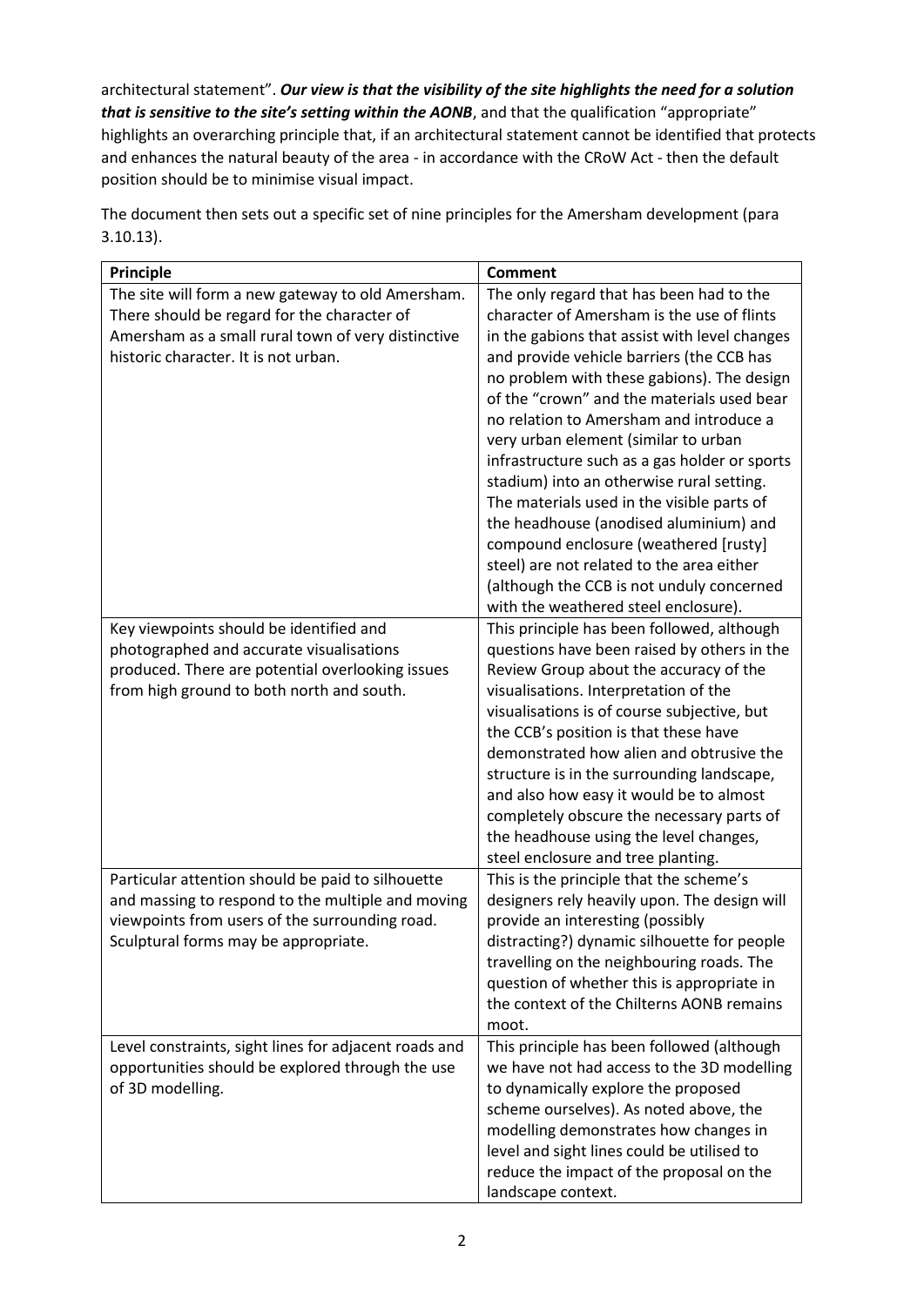architectural statement". ***Our view is that the visibility of the site highlights the need for a solution that is sensitive to the site's setting within the AONB***, and that the qualification "appropriate" highlights an overarching principle that, if an architectural statement cannot be identified that protects and enhances the natural beauty of the area - in accordance with the CRoW Act - then the default position should be to minimise visual impact.

The document then sets out a specific set of nine principles for the Amersham development (para 3.10.13).

| Principle | Comment |
|---|---|
| The site will form a new gateway to old Amersham. There should be regard for the character of Amersham as a small rural town of very distinctive historic character. It is not urban. | The only regard that has been had to the character of Amersham is the use of flints in the gabions that assist with level changes and provide vehicle barriers (the CCB has no problem with these gabions). The design of the "crown" and the materials used bear no relation to Amersham and introduce a very urban element (similar to urban infrastructure such as a gas holder or sports stadium) into an otherwise rural setting. The materials used in the visible parts of the headhouse (anodised aluminium) and compound enclosure (weathered [rusty] steel) are not related to the area either (although the CCB is not unduly concerned with the weathered steel enclosure). |
| Key viewpoints should be identified and photographed and accurate visualisations produced. There are potential overlooking issues from high ground to both north and south. | This principle has been followed, although questions have been raised by others in the Review Group about the accuracy of the visualisations. Interpretation of the visualisations is of course subjective, but the CCB's position is that these have demonstrated how alien and obtrusive the structure is in the surrounding landscape, and also how easy it would be to almost completely obscure the necessary parts of the headhouse using the level changes, steel enclosure and tree planting. |
| Particular attention should be paid to silhouette and massing to respond to the multiple and moving viewpoints from users of the surrounding road. Sculptural forms may be appropriate. | This is the principle that the scheme's designers rely heavily upon. The design will provide an interesting (possibly distracting?) dynamic silhouette for people travelling on the neighbouring roads. The question of whether this is appropriate in the context of the Chilterns AONB remains moot. |
| Level constraints, sight lines for adjacent roads and opportunities should be explored through the use of 3D modelling. | This principle has been followed (although we have not had access to the 3D modelling to dynamically explore the proposed scheme ourselves). As noted above, the modelling demonstrates how changes in level and sight lines could be utilised to reduce the impact of the proposal on the landscape context. |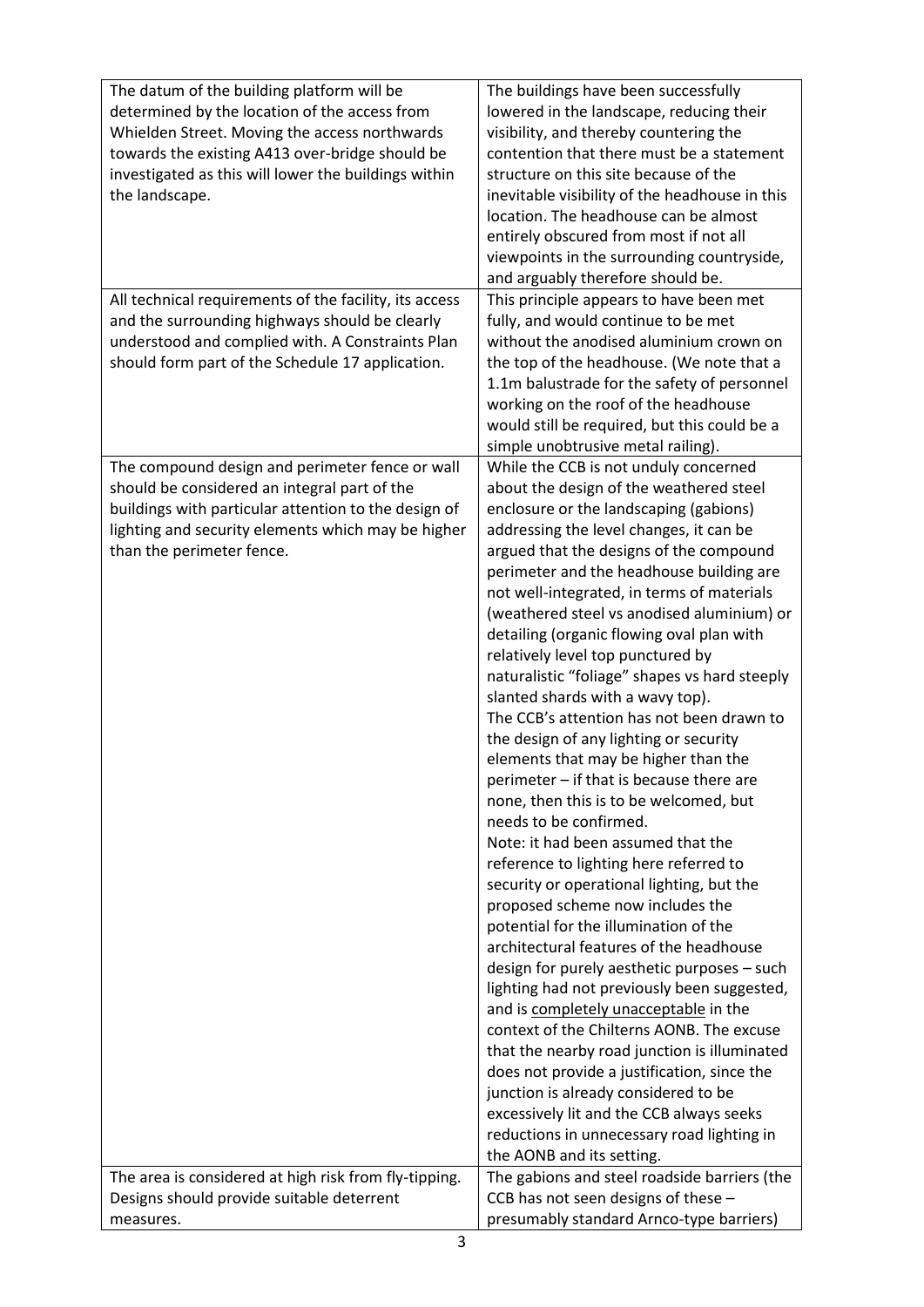| | |
|---|---|
| The datum of the building platform will be determined by the location of the access from Whielden Street. Moving the access northwards towards the existing A413 over-bridge should be investigated as this will lower the buildings within the landscape. | The buildings have been successfully lowered in the landscape, reducing their visibility, and thereby countering the contention that there must be a statement structure on this site because of the inevitable visibility of the headhouse in this location. The headhouse can be almost entirely obscured from most if not all viewpoints in the surrounding countryside, and arguably therefore should be. |
| All technical requirements of the facility, its access and the surrounding highways should be clearly understood and complied with. A Constraints Plan should form part of the Schedule 17 application. | This principle appears to have been met fully, and would continue to be met without the anodised aluminium crown on the top of the headhouse. (We note that a 1.1m balustrade for the safety of personnel working on the roof of the headhouse would still be required, but this could be a simple unobtrusive metal railing). |
| The compound design and perimeter fence or wall should be considered an integral part of the buildings with particular attention to the design of lighting and security elements which may be higher than the perimeter fence. | While the CCB is not unduly concerned about the design of the weathered steel enclosure or the landscaping (gabions) addressing the level changes, it can be argued that the designs of the compound perimeter and the headhouse building are not well-integrated, in terms of materials (weathered steel vs anodised aluminium) or detailing (organic flowing oval plan with relatively level top punctured by naturalistic "foliage" shapes vs hard steeply slanted shards with a wavy top).<br>The CCB's attention has not been drawn to the design of any lighting or security elements that may be higher than the perimeter – if that is because there are none, then this is to be welcomed, but needs to be confirmed.<br>Note: it had been assumed that the reference to lighting here referred to security or operational lighting, but the proposed scheme now includes the potential for the illumination of the architectural features of the headhouse design for purely aesthetic purposes – such lighting had not previously been suggested, and is <u>completely unacceptable</u> in the context of the Chilterns AONB. The excuse that the nearby road junction is illuminated does not provide a justification, since the junction is already considered to be excessively lit and the CCB always seeks reductions in unnecessary road lighting in the AONB and its setting. |
| The area is considered at high risk from fly-tipping. Designs should provide suitable deterrent measures. | The gabions and steel roadside barriers (the CCB has not seen designs of these – presumably standard Arnco-type barriers) |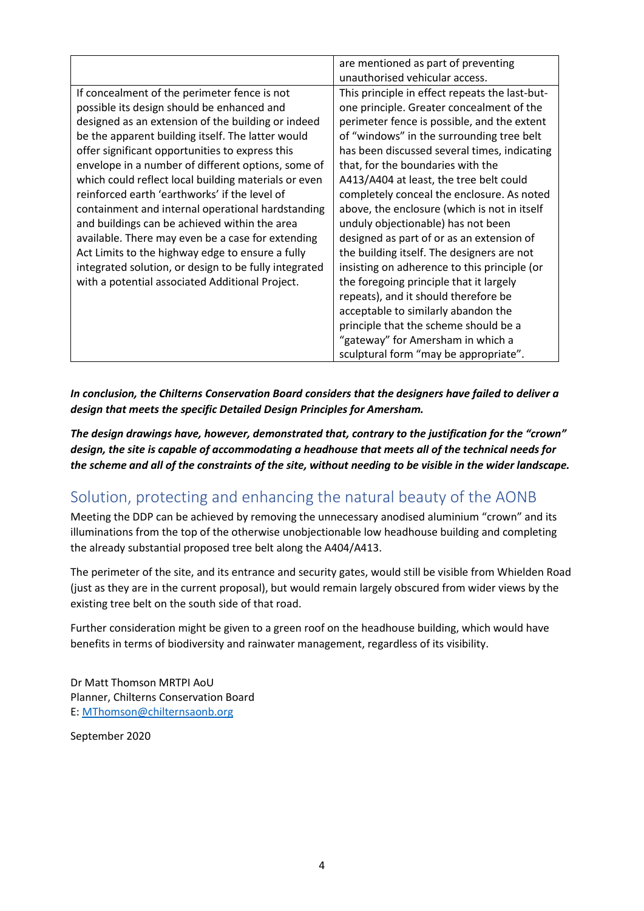| | |
|---|---|
| | are mentioned as part of preventing unauthorised vehicular access. |
| If concealment of the perimeter fence is not possible its design should be enhanced and designed as an extension of the building or indeed be the apparent building itself. The latter would offer significant opportunities to express this envelope in a number of different options, some of which could reflect local building materials or even reinforced earth 'earthworks' if the level of containment and internal operational hardstanding and buildings can be achieved within the area available. There may even be a case for extending Act Limits to the highway edge to ensure a fully integrated solution, or design to be fully integrated with a potential associated Additional Project. | This principle in effect repeats the last-but-one principle. Greater concealment of the perimeter fence is possible, and the extent of "windows" in the surrounding tree belt has been discussed several times, indicating that, for the boundaries with the A413/A404 at least, the tree belt could completely conceal the enclosure. As noted above, the enclosure (which is not in itself unduly objectionable) has not been designed as part of or as an extension of the building itself. The designers are not insisting on adherence to this principle (or the foregoing principle that it largely repeats), and it should therefore be acceptable to similarly abandon the principle that the scheme should be a "gateway" for Amersham in which a sculptural form "may be appropriate". |

***In conclusion, the Chilterns Conservation Board considers that the designers have failed to deliver a design that meets the specific Detailed Design Principles for Amersham.***

***The design drawings have, however, demonstrated that, contrary to the justification for the "crown" design, the site is capable of accommodating a headhouse that meets all of the technical needs for the scheme and all of the constraints of the site, without needing to be visible in the wider landscape.***

## Solution, protecting and enhancing the natural beauty of the AONB

Meeting the DDP can be achieved by removing the unnecessary anodised aluminium "crown" and its illuminations from the top of the otherwise unobjectionable low headhouse building and completing the already substantial proposed tree belt along the A404/A413.

The perimeter of the site, and its entrance and security gates, would still be visible from Whielden Road (just as they are in the current proposal), but would remain largely obscured from wider views by the existing tree belt on the south side of that road.

Further consideration might be given to a green roof on the headhouse building, which would have benefits in terms of biodiversity and rainwater management, regardless of its visibility.

Dr Matt Thomson MRTPI AoU
Planner, Chilterns Conservation Board
E: MThomson@chilternsaonb.org

September 2020